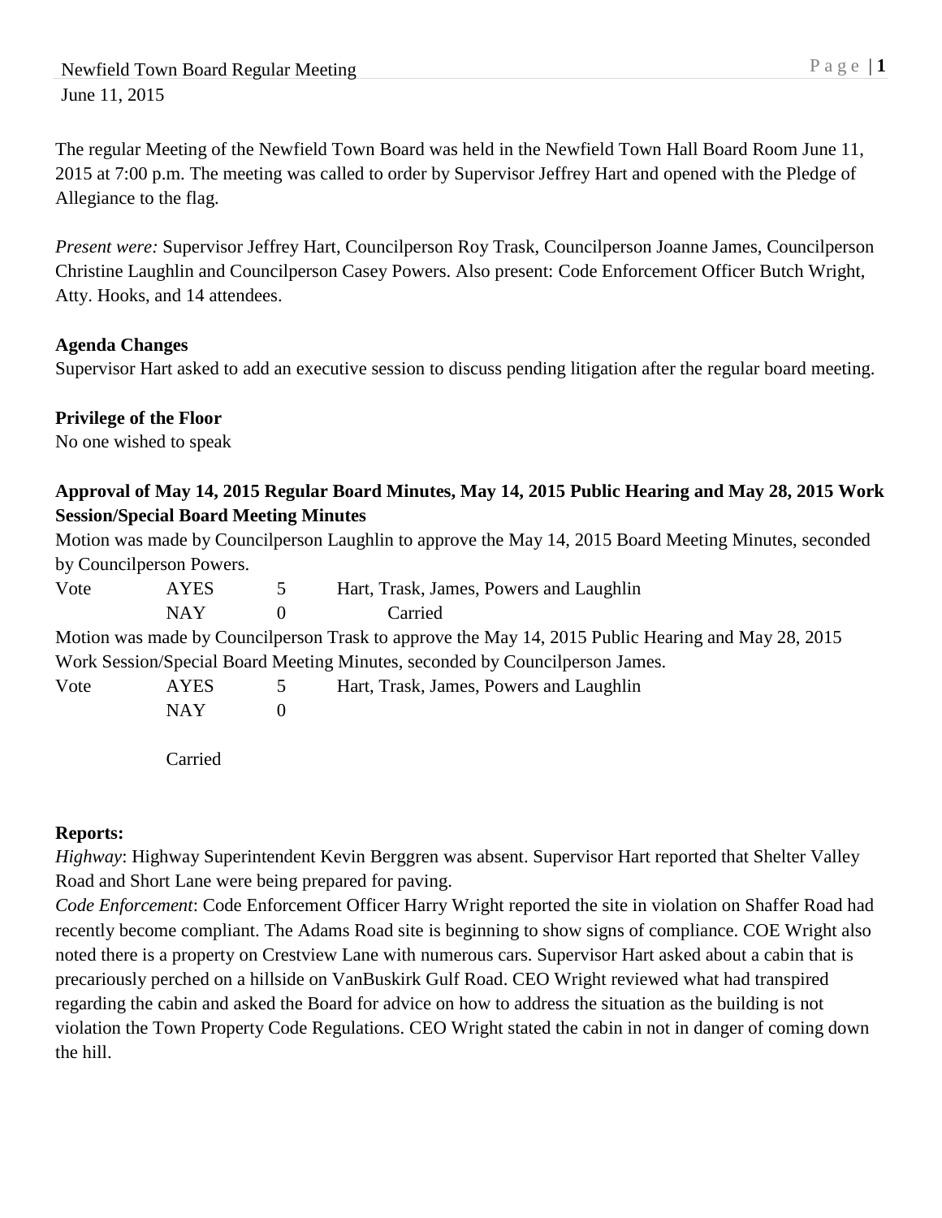Newfield Town Board Regular Meeting
June 11, 2015

The regular Meeting of the Newfield Town Board was held in the Newfield Town Hall Board Room June 11, 2015 at 7:00 p.m. The meeting was called to order by Supervisor Jeffrey Hart and opened with the Pledge of Allegiance to the flag.

*Present were:* Supervisor Jeffrey Hart, Councilperson Roy Trask, Councilperson Joanne James, Councilperson Christine Laughlin and Councilperson Casey Powers. Also present: Code Enforcement Officer Butch Wright, Atty. Hooks, and 14 attendees.

**Agenda Changes**
Supervisor Hart asked to add an executive session to discuss pending litigation after the regular board meeting.

**Privilege of the Floor**
No one wished to speak

**Approval of May 14, 2015 Regular Board Minutes, May 14, 2015 Public Hearing and May 28, 2015 Work Session/Special Board Meeting Minutes**
Motion was made by Councilperson Laughlin to approve the May 14, 2015 Board Meeting Minutes, seconded by Councilperson Powers.

Vote AYES 5 Hart, Trask, James, Powers and Laughlin
NAY 0 Carried

Motion was made by Councilperson Trask to approve the May 14, 2015 Public Hearing and May 28, 2015 Work Session/Special Board Meeting Minutes, seconded by Councilperson James.

Vote AYES 5 Hart, Trask, James, Powers and Laughlin
NAY 0

Carried

**Reports:**
*Highway*: Highway Superintendent Kevin Berggren was absent. Supervisor Hart reported that Shelter Valley Road and Short Lane were being prepared for paving.
*Code Enforcement*: Code Enforcement Officer Harry Wright reported the site in violation on Shaffer Road had recently become compliant. The Adams Road site is beginning to show signs of compliance. COE Wright also noted there is a property on Crestview Lane with numerous cars. Supervisor Hart asked about a cabin that is precariously perched on a hillside on VanBuskirk Gulf Road. CEO Wright reviewed what had transpired regarding the cabin and asked the Board for advice on how to address the situation as the building is not violation the Town Property Code Regulations. CEO Wright stated the cabin in not in danger of coming down the hill.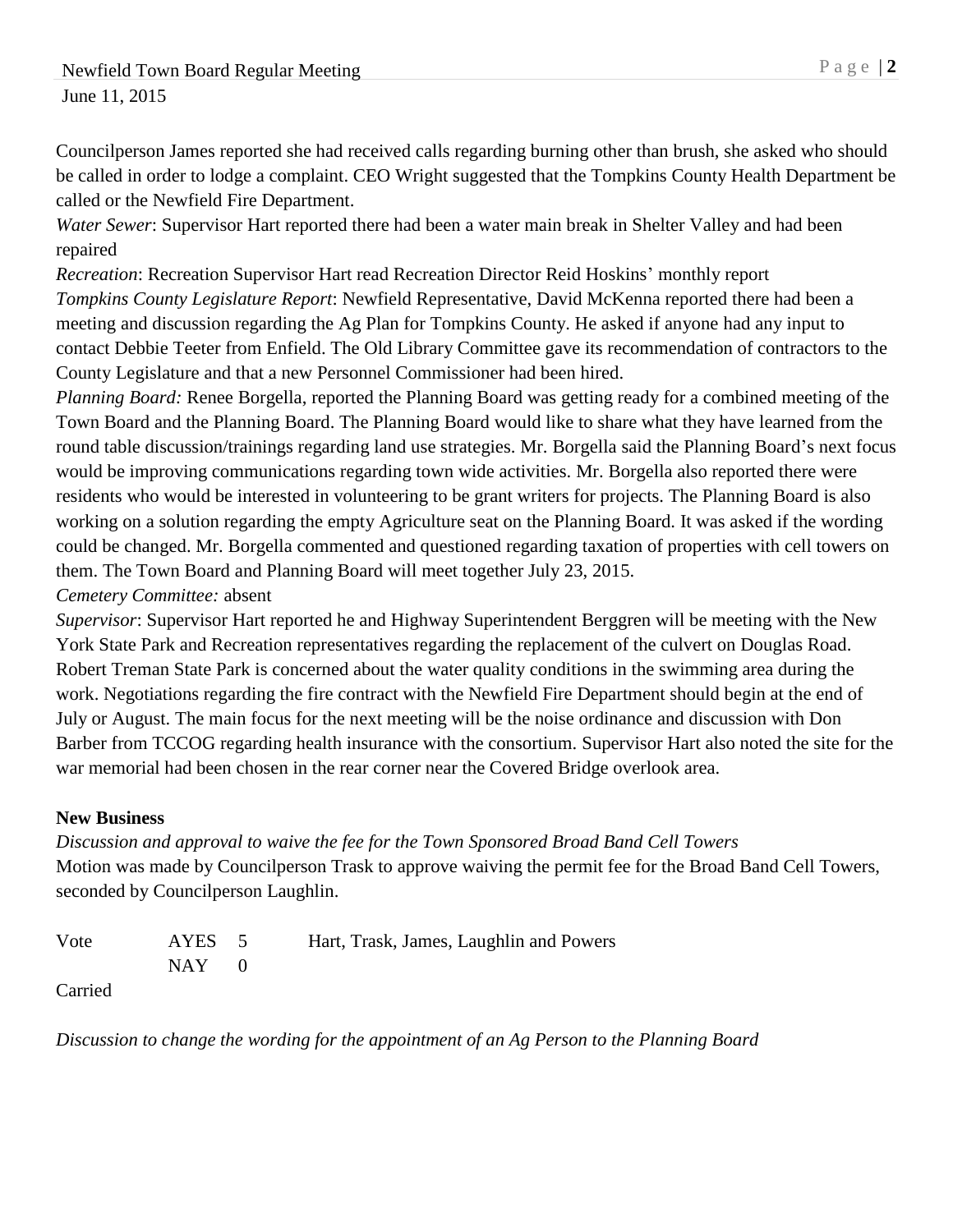Councilperson James reported she had received calls regarding burning other than brush, she asked who should be called in order to lodge a complaint. CEO Wright suggested that the Tompkins County Health Department be called or the Newfield Fire Department.

*Water Sewer*: Supervisor Hart reported there had been a water main break in Shelter Valley and had been repaired

*Recreation*: Recreation Supervisor Hart read Recreation Director Reid Hoskins' monthly report

*Tompkins County Legislature Report*: Newfield Representative, David McKenna reported there had been a meeting and discussion regarding the Ag Plan for Tompkins County. He asked if anyone had any input to contact Debbie Teeter from Enfield. The Old Library Committee gave its recommendation of contractors to the County Legislature and that a new Personnel Commissioner had been hired.

*Planning Board:* Renee Borgella, reported the Planning Board was getting ready for a combined meeting of the Town Board and the Planning Board. The Planning Board would like to share what they have learned from the round table discussion/trainings regarding land use strategies. Mr. Borgella said the Planning Board's next focus would be improving communications regarding town wide activities. Mr. Borgella also reported there were residents who would be interested in volunteering to be grant writers for projects. The Planning Board is also working on a solution regarding the empty Agriculture seat on the Planning Board. It was asked if the wording could be changed. Mr. Borgella commented and questioned regarding taxation of properties with cell towers on them. The Town Board and Planning Board will meet together July 23, 2015.

*Cemetery Committee:* absent

*Supervisor*: Supervisor Hart reported he and Highway Superintendent Berggren will be meeting with the New York State Park and Recreation representatives regarding the replacement of the culvert on Douglas Road. Robert Treman State Park is concerned about the water quality conditions in the swimming area during the work. Negotiations regarding the fire contract with the Newfield Fire Department should begin at the end of July or August. The main focus for the next meeting will be the noise ordinance and discussion with Don Barber from TCCOG regarding health insurance with the consortium. Supervisor Hart also noted the site for the war memorial had been chosen in the rear corner near the Covered Bridge overlook area.

**New Business**

*Discussion and approval to waive the fee for the Town Sponsored Broad Band Cell Towers*

Motion was made by Councilperson Trask to approve waiving the permit fee for the Broad Band Cell Towers, seconded by Councilperson Laughlin.

| Vote | AYES 5 | Hart, Trask, James, Laughlin and Powers |
|---|---|---|
| | NAY 0 | |

Carried

*Discussion to change the wording for the appointment of an Ag Person to the Planning Board*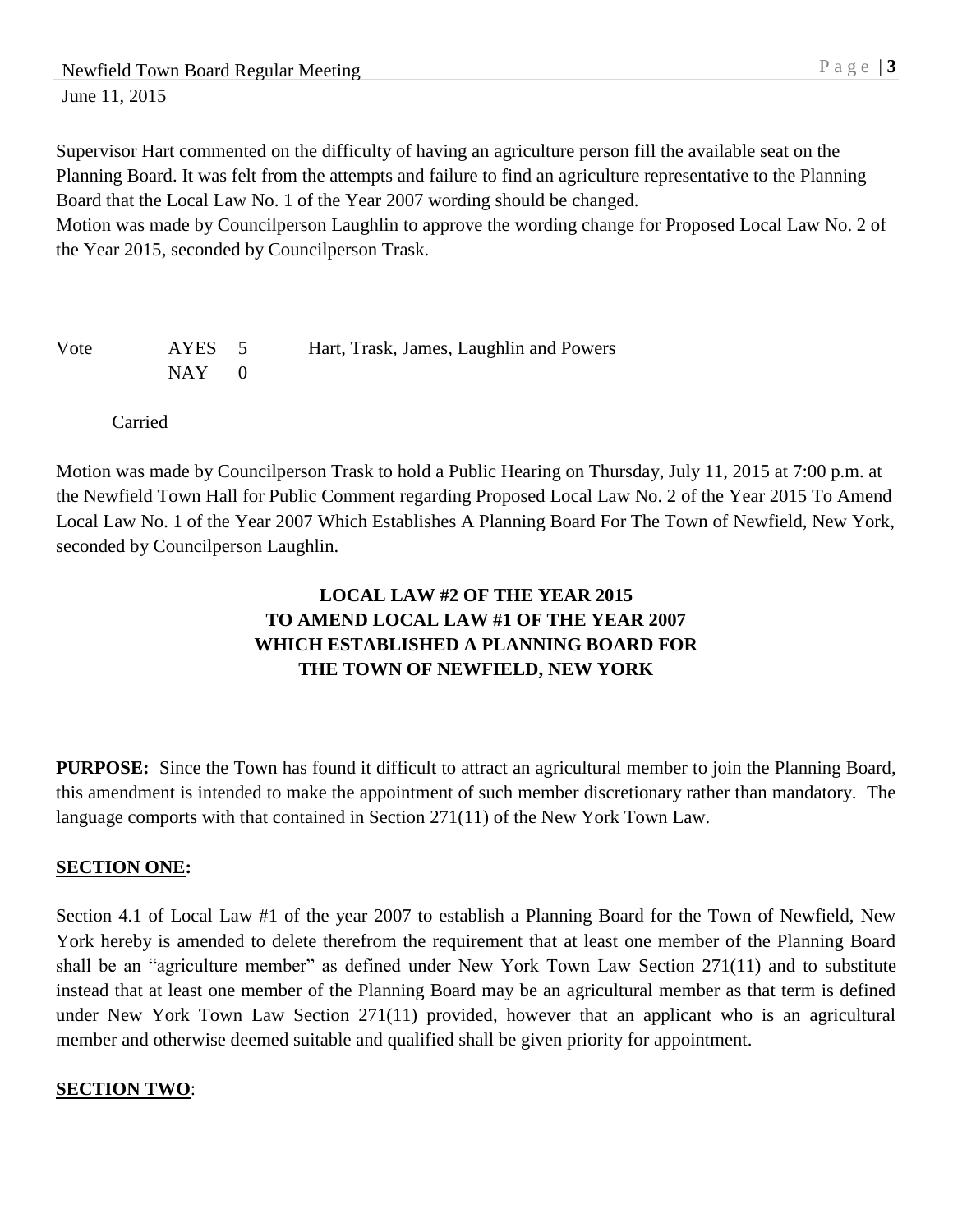Supervisor Hart commented on the difficulty of having an agriculture person fill the available seat on the Planning Board. It was felt from the attempts and failure to find an agriculture representative to the Planning Board that the Local Law No. 1 of the Year 2007 wording should be changed.
Motion was made by Councilperson Laughlin to approve the wording change for Proposed Local Law No. 2 of the Year 2015, seconded by Councilperson Trask.

| Vote | AYES | 5 | Hart, Trask, James, Laughlin and Powers |
|---|---|---|---|
| | NAY | 0 | |

Carried

Motion was made by Councilperson Trask to hold a Public Hearing on Thursday, July 11, 2015 at 7:00 p.m. at the Newfield Town Hall for Public Comment regarding Proposed Local Law No. 2 of the Year 2015 To Amend Local Law No. 1 of the Year 2007 Which Establishes A Planning Board For The Town of Newfield, New York, seconded by Councilperson Laughlin.

**LOCAL LAW #2 OF THE YEAR 2015**
**TO AMEND LOCAL LAW #1 OF THE YEAR 2007**
**WHICH ESTABLISHED A PLANNING BOARD FOR**
**THE TOWN OF NEWFIELD, NEW YORK**

**PURPOSE:** Since the Town has found it difficult to attract an agricultural member to join the Planning Board, this amendment is intended to make the appointment of such member discretionary rather than mandatory. The language comports with that contained in Section 271(11) of the New York Town Law.

**SECTION ONE:**

Section 4.1 of Local Law #1 of the year 2007 to establish a Planning Board for the Town of Newfield, New York hereby is amended to delete therefrom the requirement that at least one member of the Planning Board shall be an "agriculture member" as defined under New York Town Law Section 271(11) and to substitute instead that at least one member of the Planning Board may be an agricultural member as that term is defined under New York Town Law Section 271(11) provided, however that an applicant who is an agricultural member and otherwise deemed suitable and qualified shall be given priority for appointment.

**SECTION TWO**: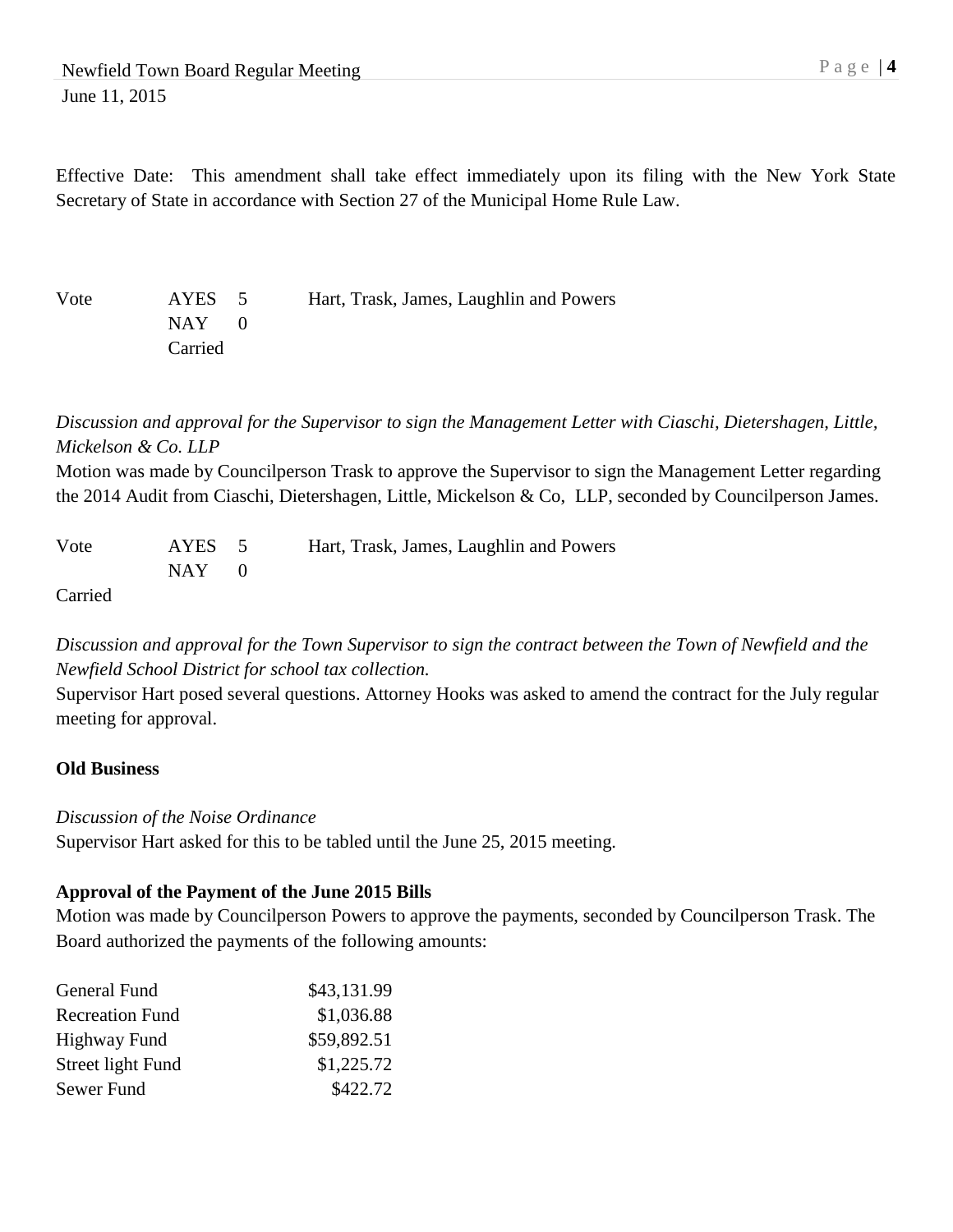Effective Date: This amendment shall take effect immediately upon its filing with the New York State Secretary of State in accordance with Section 27 of the Municipal Home Rule Law.

| Vote | AYES | 5 | Hart, Trask, James, Laughlin and Powers |
|---|---|---|---|
| | NAY | 0 | |
| | Carried | | |

*Discussion and approval for the Supervisor to sign the Management Letter with Ciaschi, Dietershagen, Little, Mickelson & Co. LLP*

Motion was made by Councilperson Trask to approve the Supervisor to sign the Management Letter regarding the 2014 Audit from Ciaschi, Dietershagen, Little, Mickelson & Co, LLP, seconded by Councilperson James.

| Vote | AYES | 5 | Hart, Trask, James, Laughlin and Powers |
|---|---|---|---|
| | NAY | 0 | |

Carried

*Discussion and approval for the Town Supervisor to sign the contract between the Town of Newfield and the Newfield School District for school tax collection.*

Supervisor Hart posed several questions. Attorney Hooks was asked to amend the contract for the July regular meeting for approval.

**Old Business**

*Discussion of the Noise Ordinance*

Supervisor Hart asked for this to be tabled until the June 25, 2015 meeting.

**Approval of the Payment of the June 2015 Bills**

Motion was made by Councilperson Powers to approve the payments, seconded by Councilperson Trask. The Board authorized the payments of the following amounts:

| | |
|---|---|
| General Fund | $43,131.99 |
| Recreation Fund | $1,036.88 |
| Highway Fund | $59,892.51 |
| Street light Fund | $1,225.72 |
| Sewer Fund | $422.72 |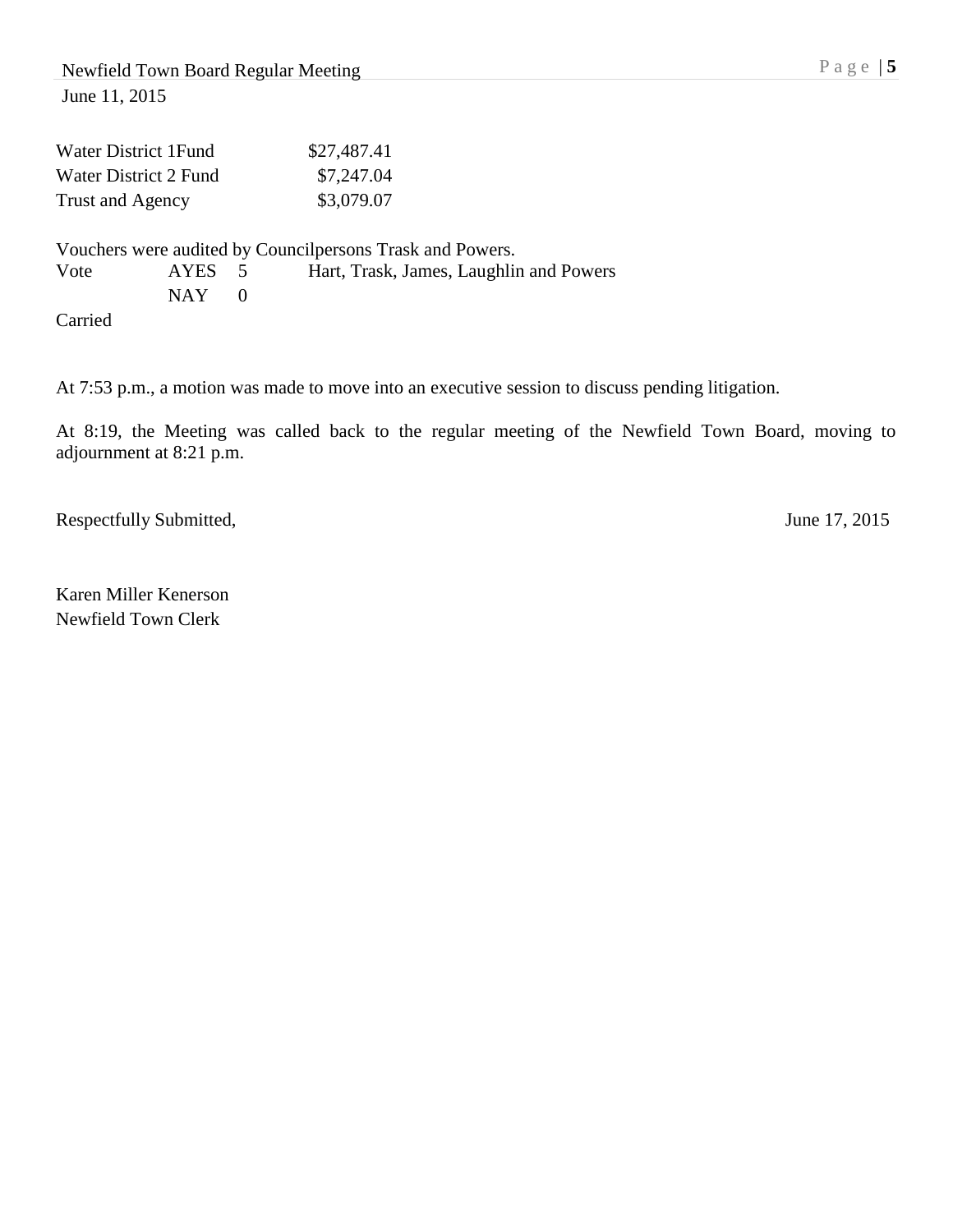| | |
|---|---|
| Water District 1Fund | $27,487.41 |
| Water District 2 Fund | $7,247.04 |
| Trust and Agency | $3,079.07 |

Vouchers were audited by Councilpersons Trask and Powers.

| | | | |
|---|---|---|---|
| Vote | AYES | 5 | Hart, Trask, James, Laughlin and Powers |
| | NAY | 0 | |

Carried

At 7:53 p.m., a motion was made to move into an executive session to discuss pending litigation.

At 8:19, the Meeting was called back to the regular meeting of the Newfield Town Board, moving to adjournment at 8:21 p.m.

Respectfully Submitted, June 17, 2015

Karen Miller Kenerson
Newfield Town Clerk